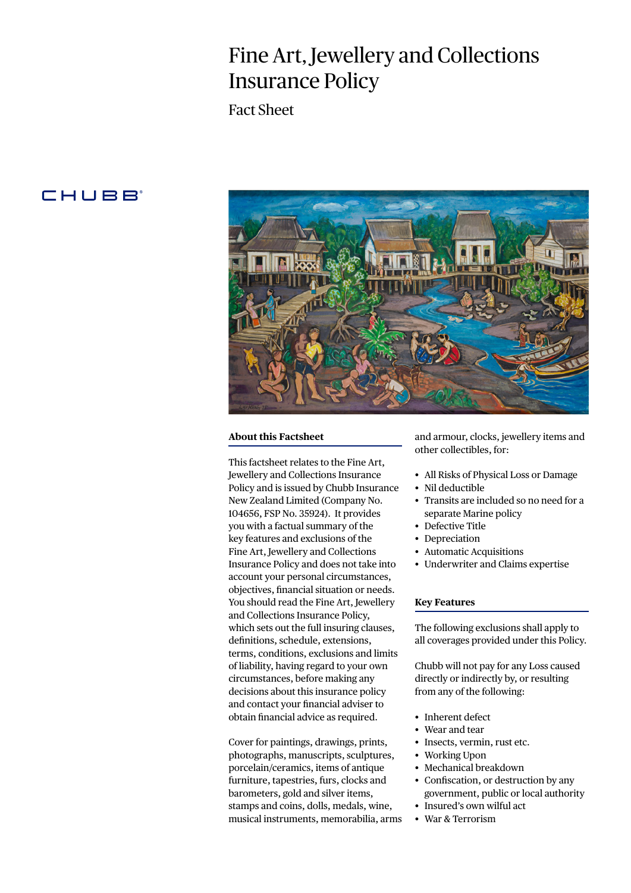# Fine Art, Jewellery and Collections Insurance Policy

## Fact Sheet

CHUBB

### About this Factsheet

This factsheet relates to the Fine Art, Jewellery and Collections Insurance Policy and is issued by Chubb Insurance New Zealand Limited (Company No. 104656, FSP No. 35924). It provides you with a factual summary of the key features and exclusions of the Fine Art, Jewellery and Collections Insurance Policy and does not take into account your personal circumstances, objectives, financial situation or needs. You should read the Fine Art, Jewellery and Collections Insurance Policy, which sets out the full insuring clauses, definitions, schedule, extensions, terms, conditions, exclusions and limits of liability, having regard to your own circumstances, before making any decisions about this insurance policy and contact your financial adviser to obtain financial advice as required.

Cover for paintings, drawings, prints, photographs, manuscripts, sculptures, porcelain/ceramics, items of antique furniture, tapestries, furs, clocks and barometers, gold and silver items, stamps and coins, dolls, medals, wine, musical instruments, memorabilia, arms and armour, clocks, jewellery items and other collectibles, for:

- All Risks of Physical Loss or Damage
- Nil deductible
- Transits are included so no need for a separate Marine policy
- Defective Title
- Depreciation
- Automatic Acquisitions
- Underwriter and Claims expertise

### Key Features

The following exclusions shall apply to all coverages provided under this Policy.

Chubb will not pay for any Loss caused directly or indirectly by, or resulting from any of the following:

- Inherent defect
- Wear and tear
- Insects, vermin, rust etc.
- Working Upon
- Mechanical breakdown
- Confiscation, or destruction by any government, public or local authority
- Insured's own wilful act
- War & Terrorism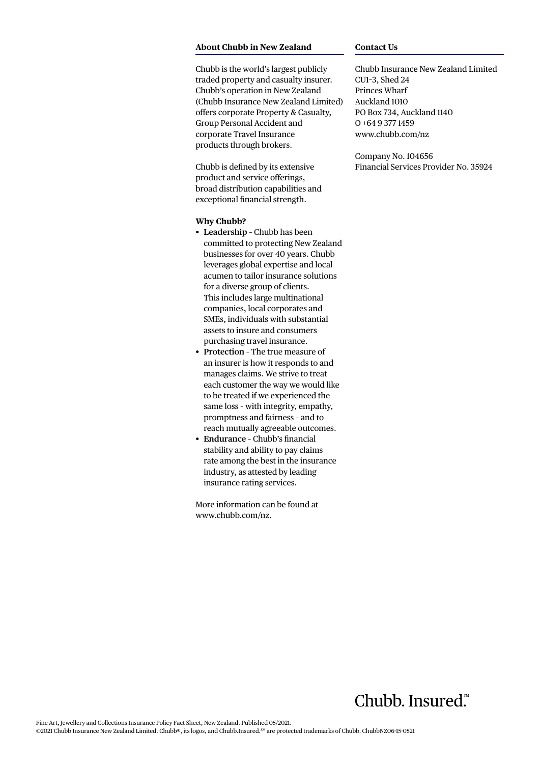## About Chubb in New Zealand

Chubb is the world's largest publicly traded property and casualty insurer. Chubb's operation in New Zealand (Chubb Insurance New Zealand Limited) offers corporate Property & Casualty, Group Personal Accident and corporate Travel Insurance products through brokers.

Chubb is defined by its extensive product and service offerings, broad distribution capabilities and exceptional financial strength.

**Why Chubb?**

- **Leadership** – Chubb has been committed to protecting New Zealand businesses for over 40 years. Chubb leverages global expertise and local acumen to tailor insurance solutions for a diverse group of clients. This includes large multinational companies, local corporates and SMEs, individuals with substantial assets to insure and consumers purchasing travel insurance.
- **Protection** – The true measure of an insurer is how it responds to and manages claims. We strive to treat each customer the way we would like to be treated if we experienced the same loss – with integrity, empathy, promptness and fairness – and to reach mutually agreeable outcomes.
- **Endurance** – Chubb's financial stability and ability to pay claims rate among the best in the insurance industry, as attested by leading insurance rating services.

More information can be found at www.chubb.com/nz.

## Contact Us

Chubb Insurance New Zealand Limited
CU1-3, Shed 24
Princes Wharf
Auckland 1010
PO Box 734, Auckland 1140
O +64 9 377 1459
www.chubb.com/nz

Company No. 104656
Financial Services Provider No. 35924

Chubb. Insured.℠

Fine Art, Jewellery and Collections Insurance Policy Fact Sheet, New Zealand. Published 05/2021.
©2021 Chubb Insurance New Zealand Limited. Chubb®, its logos, and Chubb.Insured.℠ are protected trademarks of Chubb. ChubbNZ06-15-0521